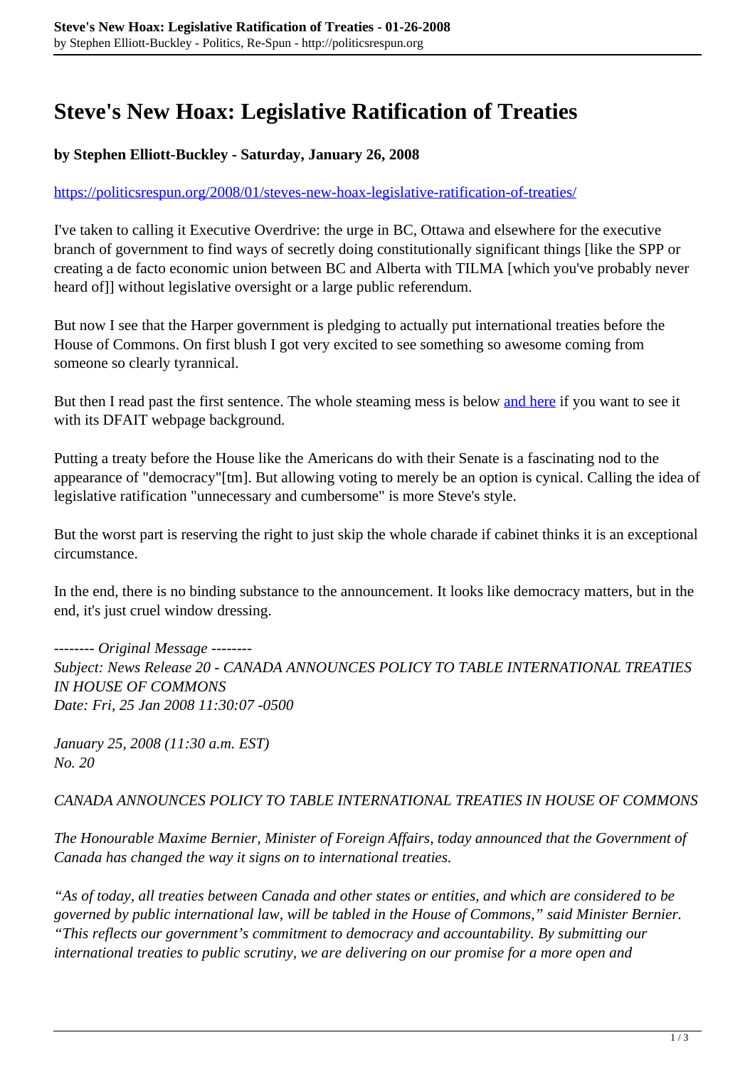# Steve's New Hoax: Legislative Ratification of Treaties

**by Stephen Elliott-Buckley - Saturday, January 26, 2008**

https://politicsrespun.org/2008/01/steves-new-hoax-legislative-ratification-of-treaties/

I've taken to calling it Executive Overdrive: the urge in BC, Ottawa and elsewhere for the executive branch of government to find ways of secretly doing constitutionally significant things [like the SPP or creating a de facto economic union between BC and Alberta with TILMA [which you've probably never heard of]] without legislative oversight or a large public referendum.

But now I see that the Harper government is pledging to actually put international treaties before the House of Commons. On first blush I got very excited to see something so awesome coming from someone so clearly tyrannical.

But then I read past the first sentence. The whole steaming mess is below and here if you want to see it with its DFAIT webpage background.

Putting a treaty before the House like the Americans do with their Senate is a fascinating nod to the appearance of "democracy"[tm]. But allowing voting to merely be an option is cynical. Calling the idea of legislative ratification "unnecessary and cumbersome" is more Steve's style.

But the worst part is reserving the right to just skip the whole charade if cabinet thinks it is an exceptional circumstance.

In the end, there is no binding substance to the announcement. It looks like democracy matters, but in the end, it's just cruel window dressing.

*-------- Original Message --------*
*Subject: News Release 20 - CANADA ANNOUNCES POLICY TO TABLE INTERNATIONAL TREATIES IN HOUSE OF COMMONS*
*Date: Fri, 25 Jan 2008 11:30:07 -0500*

*January 25, 2008 (11:30 a.m. EST)*
*No. 20*

*CANADA ANNOUNCES POLICY TO TABLE INTERNATIONAL TREATIES IN HOUSE OF COMMONS*

*The Honourable Maxime Bernier, Minister of Foreign Affairs, today announced that the Government of Canada has changed the way it signs on to international treaties.*

*"As of today, all treaties between Canada and other states or entities, and which are considered to be governed by public international law, will be tabled in the House of Commons," said Minister Bernier. "This reflects our government's commitment to democracy and accountability. By submitting our international treaties to public scrutiny, we are delivering on our promise for a more open and*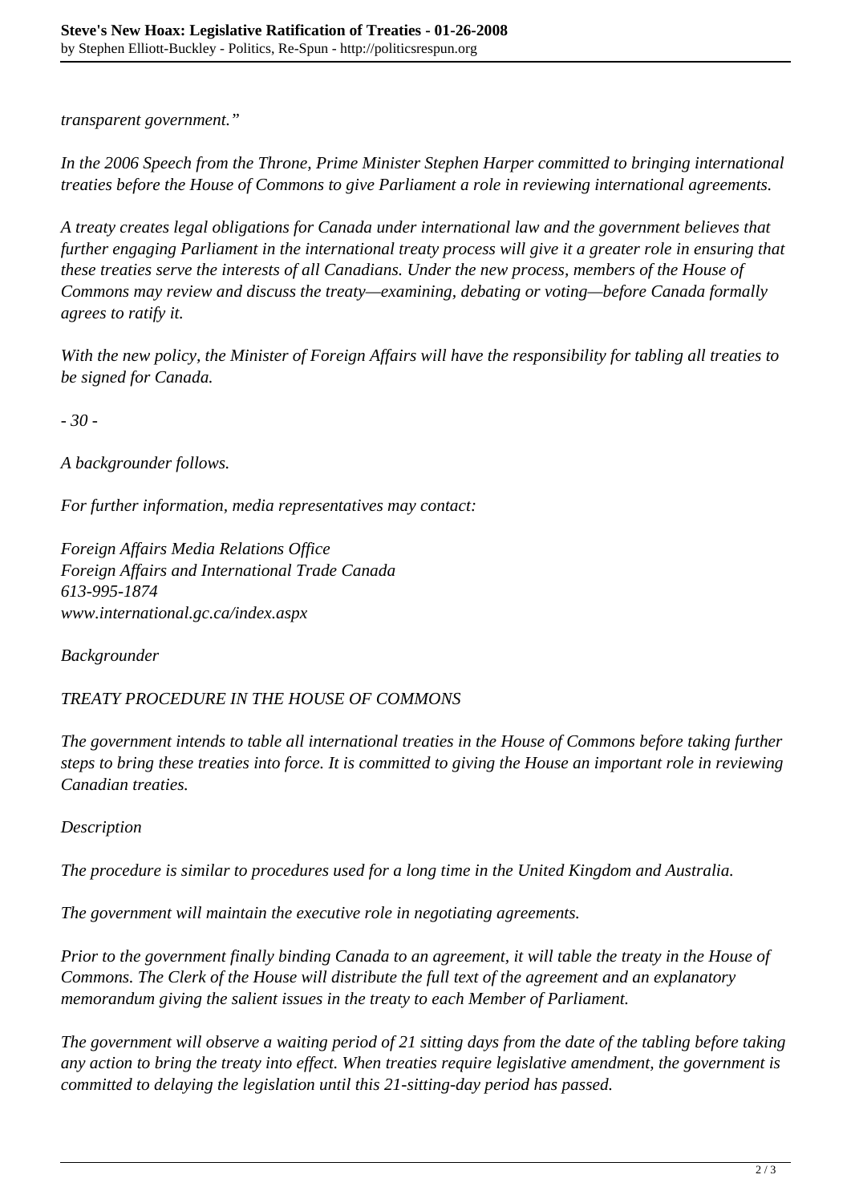*transparent government."*

*In the 2006 Speech from the Throne, Prime Minister Stephen Harper committed to bringing international treaties before the House of Commons to give Parliament a role in reviewing international agreements.*

*A treaty creates legal obligations for Canada under international law and the government believes that further engaging Parliament in the international treaty process will give it a greater role in ensuring that these treaties serve the interests of all Canadians. Under the new process, members of the House of Commons may review and discuss the treaty—examining, debating or voting—before Canada formally agrees to ratify it.*

*With the new policy, the Minister of Foreign Affairs will have the responsibility for tabling all treaties to be signed for Canada.*

*- 30 -*

*A backgrounder follows.*

*For further information, media representatives may contact:*

*Foreign Affairs Media Relations Office*
*Foreign Affairs and International Trade Canada*
*613-995-1874*
*www.international.gc.ca/index.aspx*

*Backgrounder*

*TREATY PROCEDURE IN THE HOUSE OF COMMONS*

*The government intends to table all international treaties in the House of Commons before taking further steps to bring these treaties into force. It is committed to giving the House an important role in reviewing Canadian treaties.*

*Description*

*The procedure is similar to procedures used for a long time in the United Kingdom and Australia.*

*The government will maintain the executive role in negotiating agreements.*

*Prior to the government finally binding Canada to an agreement, it will table the treaty in the House of Commons. The Clerk of the House will distribute the full text of the agreement and an explanatory memorandum giving the salient issues in the treaty to each Member of Parliament.*

*The government will observe a waiting period of 21 sitting days from the date of the tabling before taking any action to bring the treaty into effect. When treaties require legislative amendment, the government is committed to delaying the legislation until this 21-sitting-day period has passed.*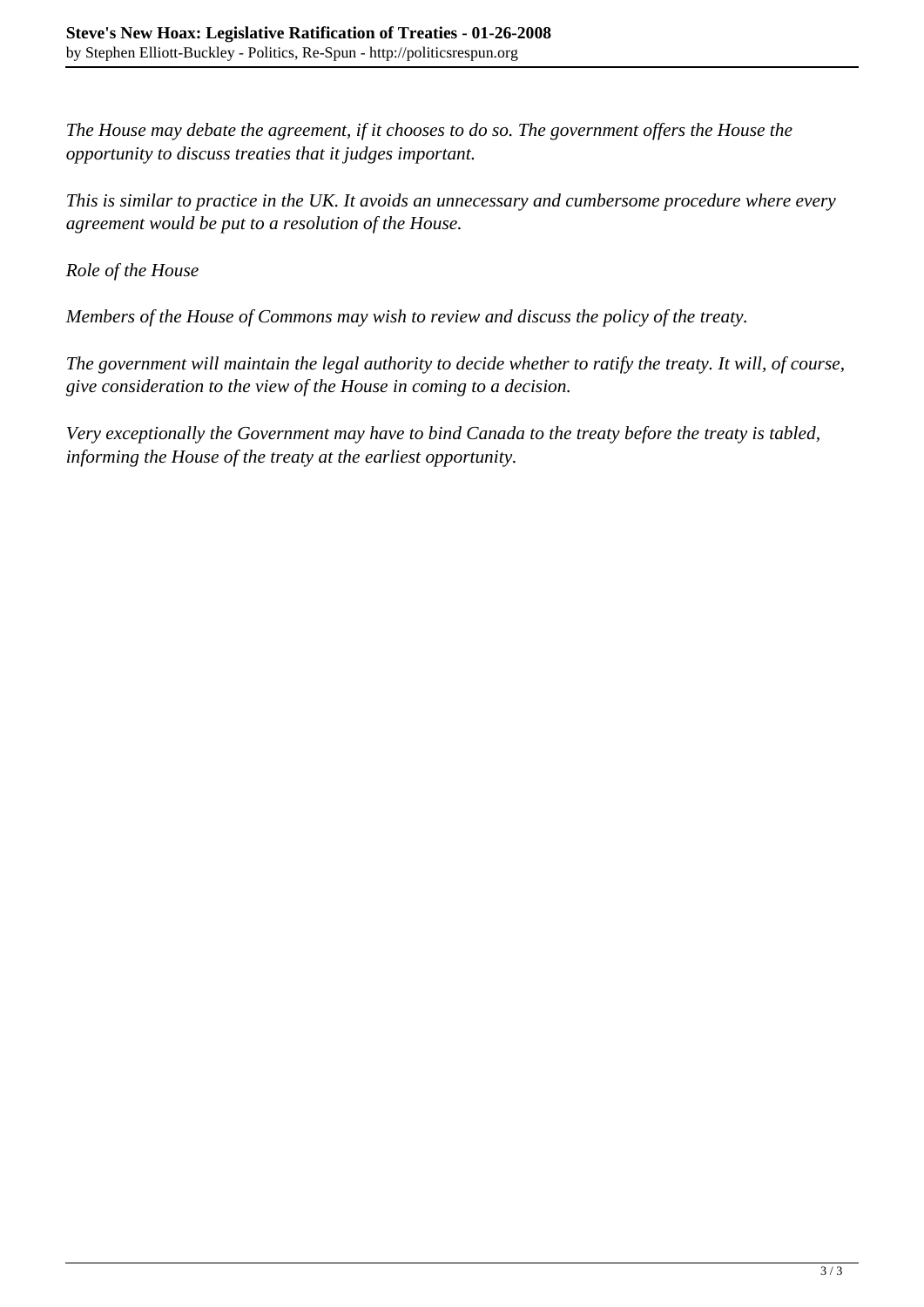*The House may debate the agreement, if it chooses to do so. The government offers the House the opportunity to discuss treaties that it judges important.*

*This is similar to practice in the UK. It avoids an unnecessary and cumbersome procedure where every agreement would be put to a resolution of the House.*

*Role of the House*

*Members of the House of Commons may wish to review and discuss the policy of the treaty.*

*The government will maintain the legal authority to decide whether to ratify the treaty. It will, of course, give consideration to the view of the House in coming to a decision.*

*Very exceptionally the Government may have to bind Canada to the treaty before the treaty is tabled, informing the House of the treaty at the earliest opportunity.*